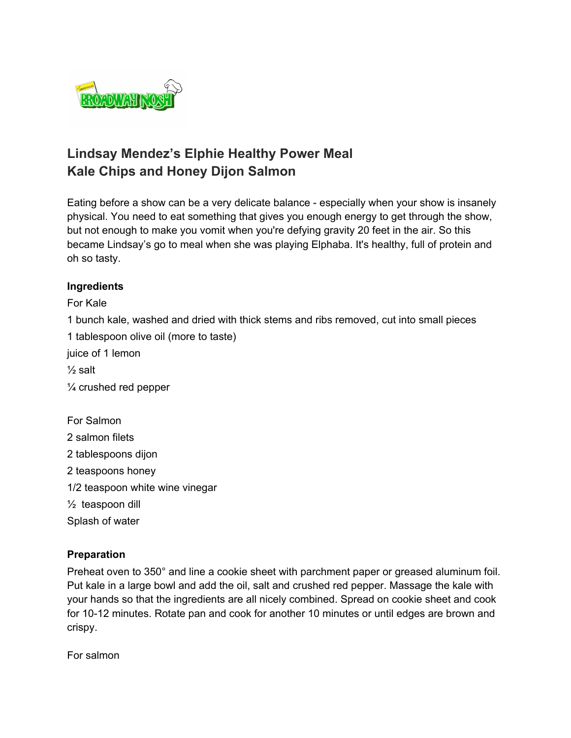# Lindsay Mendez's Elphie Healthy Power Meal
# Kale Chips and Honey Dijon Salmon

Eating before a show can be a very delicate balance - especially when your show is insanely physical. You need to eat something that gives you enough energy to get through the show, but not enough to make you vomit when you're defying gravity 20 feet in the air. So this became Lindsay's go to meal when she was playing Elphaba. It's healthy, full of protein and oh so tasty.

**Ingredients**

For Kale

1 bunch kale, washed and dried with thick stems and ribs removed, cut into small pieces

1 tablespoon olive oil (more to taste)

juice of 1 lemon

½ salt

¼ crushed red pepper

For Salmon

2 salmon filets

2 tablespoons dijon

2 teaspoons honey

1/2 teaspoon white wine vinegar

½ teaspoon dill

Splash of water

**Preparation**

Preheat oven to 350° and line a cookie sheet with parchment paper or greased aluminum foil. Put kale in a large bowl and add the oil, salt and crushed red pepper. Massage the kale with your hands so that the ingredients are all nicely combined. Spread on cookie sheet and cook for 10-12 minutes. Rotate pan and cook for another 10 minutes or until edges are brown and crispy.

For salmon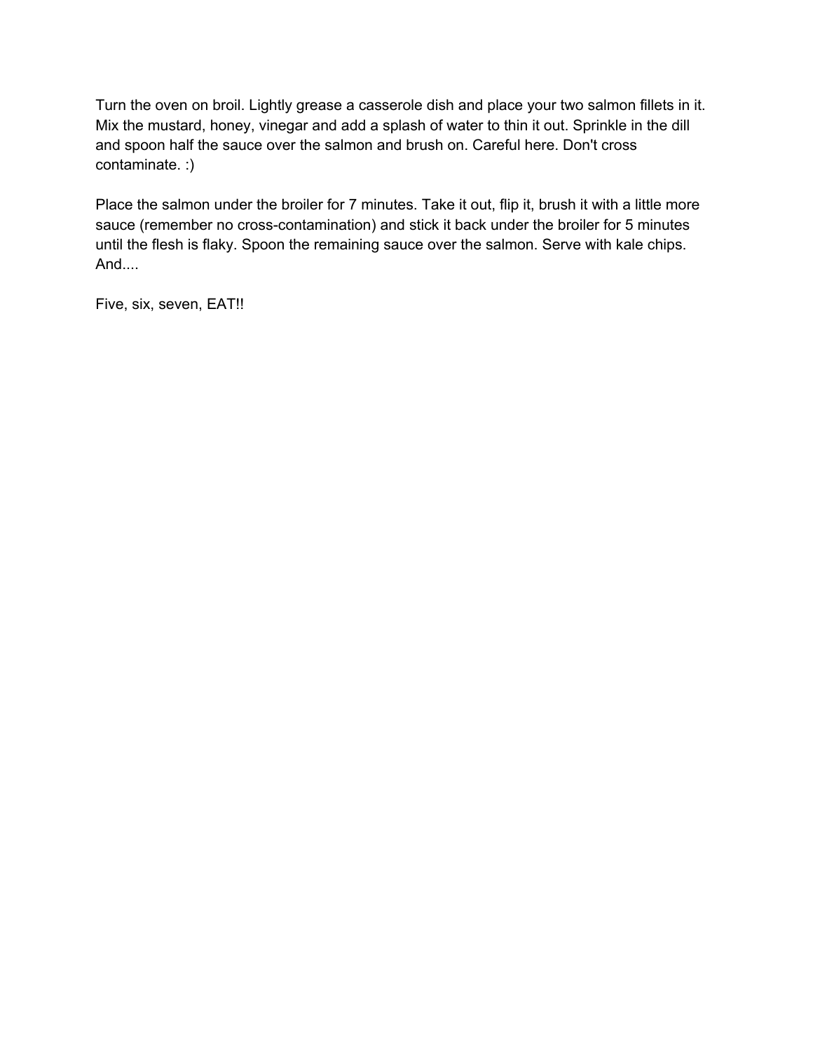Turn the oven on broil. Lightly grease a casserole dish and place your two salmon fillets in it. Mix the mustard, honey, vinegar and add a splash of water to thin it out. Sprinkle in the dill and spoon half the sauce over the salmon and brush on. Careful here. Don't cross contaminate. :)

Place the salmon under the broiler for 7 minutes. Take it out, flip it, brush it with a little more sauce (remember no cross-contamination) and stick it back under the broiler for 5 minutes until the flesh is flaky. Spoon the remaining sauce over the salmon. Serve with kale chips. And....

Five, six, seven, EAT!!